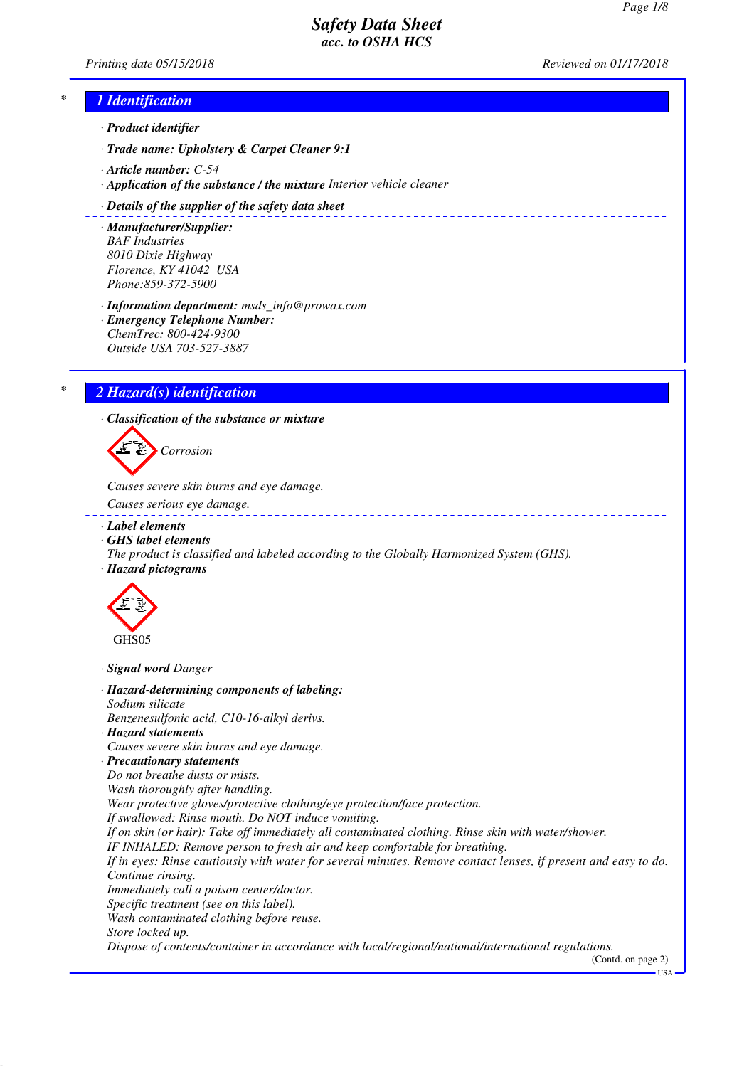# Safety Data Sheet
## acc. to OSHA HCS

Printing date 05/15/2018 Reviewed on 01/17/2018

## 1 Identification

· **Product identifier**

· **Trade name:** Upholstery & Carpet Cleaner 9:1

· **Article number:** C-54

· **Application of the substance / the mixture** Interior vehicle cleaner

· **Details of the supplier of the safety data sheet**

· **Manufacturer/Supplier:**
BAF Industries
8010 Dixie Highway
Florence, KY 41042 USA
Phone:859-372-5900

· **Information department:** msds_info@prowax.com

· **Emergency Telephone Number:**
ChemTrec: 800-424-9300
Outside USA 703-527-3887

## 2 Hazard(s) identification

· **Classification of the substance or mixture**

Corrosion

Causes severe skin burns and eye damage.

Causes serious eye damage.

· **Label elements**

· **GHS label elements**
The product is classified and labeled according to the Globally Harmonized System (GHS).

· **Hazard pictograms**

GHS05

· **Signal word** Danger

· **Hazard-determining components of labeling:**
Sodium silicate
Benzenesulfonic acid, C10-16-alkyl derivs.

· **Hazard statements**
Causes severe skin burns and eye damage.

· **Precautionary statements**
Do not breathe dusts or mists.
Wash thoroughly after handling.
Wear protective gloves/protective clothing/eye protection/face protection.
If swallowed: Rinse mouth. Do NOT induce vomiting.
If on skin (or hair): Take off immediately all contaminated clothing. Rinse skin with water/shower.
IF INHALED: Remove person to fresh air and keep comfortable for breathing.
If in eyes: Rinse cautiously with water for several minutes. Remove contact lenses, if present and easy to do. Continue rinsing.
Immediately call a poison center/doctor.
Specific treatment (see on this label).
Wash contaminated clothing before reuse.
Store locked up.
Dispose of contents/container in accordance with local/regional/national/international regulations.

(Contd. on page 2)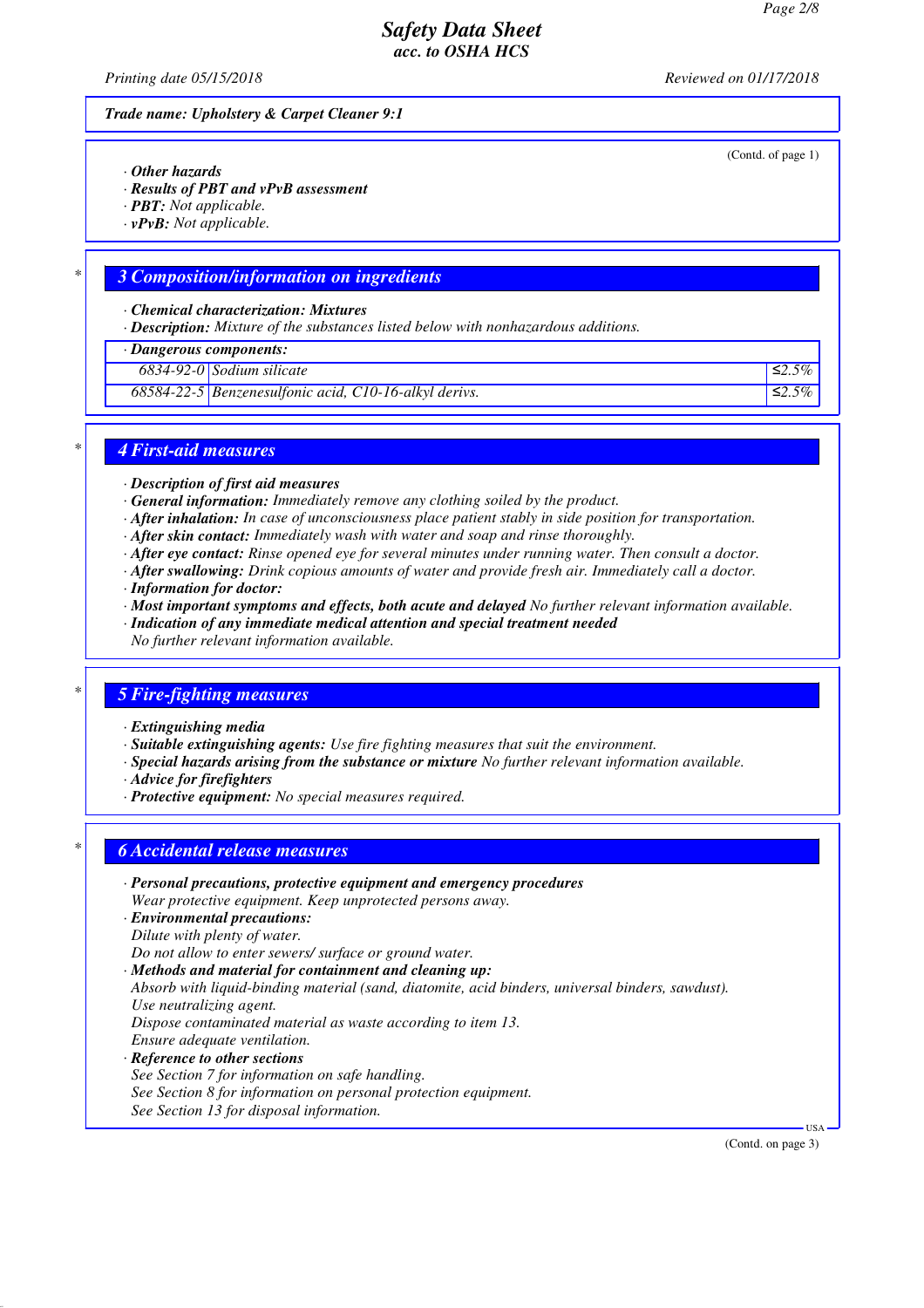*Safety Data Sheet*
*acc. to OSHA HCS*

*Printing date 05/15/2018* *Reviewed on 01/17/2018*

***Trade name: Upholstery & Carpet Cleaner 9:1***

(Contd. of page 1)

· ***Other hazards***
· ***Results of PBT and vPvB assessment***
· ***PBT:*** *Not applicable.*
· ***vPvB:*** *Not applicable.*

## *3 Composition/information on ingredients

· ***Chemical characterization: Mixtures***
· ***Description:*** *Mixture of the substances listed below with nonhazardous additions.*

| · ***Dangerous components:*** | | |
|---|---|---|
| *6834-92-0* | *Sodium silicate* | *≤2.5%* |
| *68584-22-5* | *Benzenesulfonic acid, C10-16-alkyl derivs.* | *≤2.5%* |

## *4 First-aid measures

· ***Description of first aid measures***
· ***General information:*** *Immediately remove any clothing soiled by the product.*
· ***After inhalation:*** *In case of unconsciousness place patient stably in side position for transportation.*
· ***After skin contact:*** *Immediately wash with water and soap and rinse thoroughly.*
· ***After eye contact:*** *Rinse opened eye for several minutes under running water. Then consult a doctor.*
· ***After swallowing:*** *Drink copious amounts of water and provide fresh air. Immediately call a doctor.*
· ***Information for doctor:***
· ***Most important symptoms and effects, both acute and delayed*** *No further relevant information available.*
· ***Indication of any immediate medical attention and special treatment needed***
*No further relevant information available.*

## *5 Fire-fighting measures

· ***Extinguishing media***
· ***Suitable extinguishing agents:*** *Use fire fighting measures that suit the environment.*
· ***Special hazards arising from the substance or mixture*** *No further relevant information available.*
· ***Advice for firefighters***
· ***Protective equipment:*** *No special measures required.*

## *6 Accidental release measures

· ***Personal precautions, protective equipment and emergency procedures***
*Wear protective equipment. Keep unprotected persons away.*
· ***Environmental precautions:***
*Dilute with plenty of water.*
*Do not allow to enter sewers/ surface or ground water.*
· ***Methods and material for containment and cleaning up:***
*Absorb with liquid-binding material (sand, diatomite, acid binders, universal binders, sawdust).*
*Use neutralizing agent.*
*Dispose contaminated material as waste according to item 13.*
*Ensure adequate ventilation.*
· ***Reference to other sections***
*See Section 7 for information on safe handling.*
*See Section 8 for information on personal protection equipment.*
*See Section 13 for disposal information.*

(Contd. on page 3)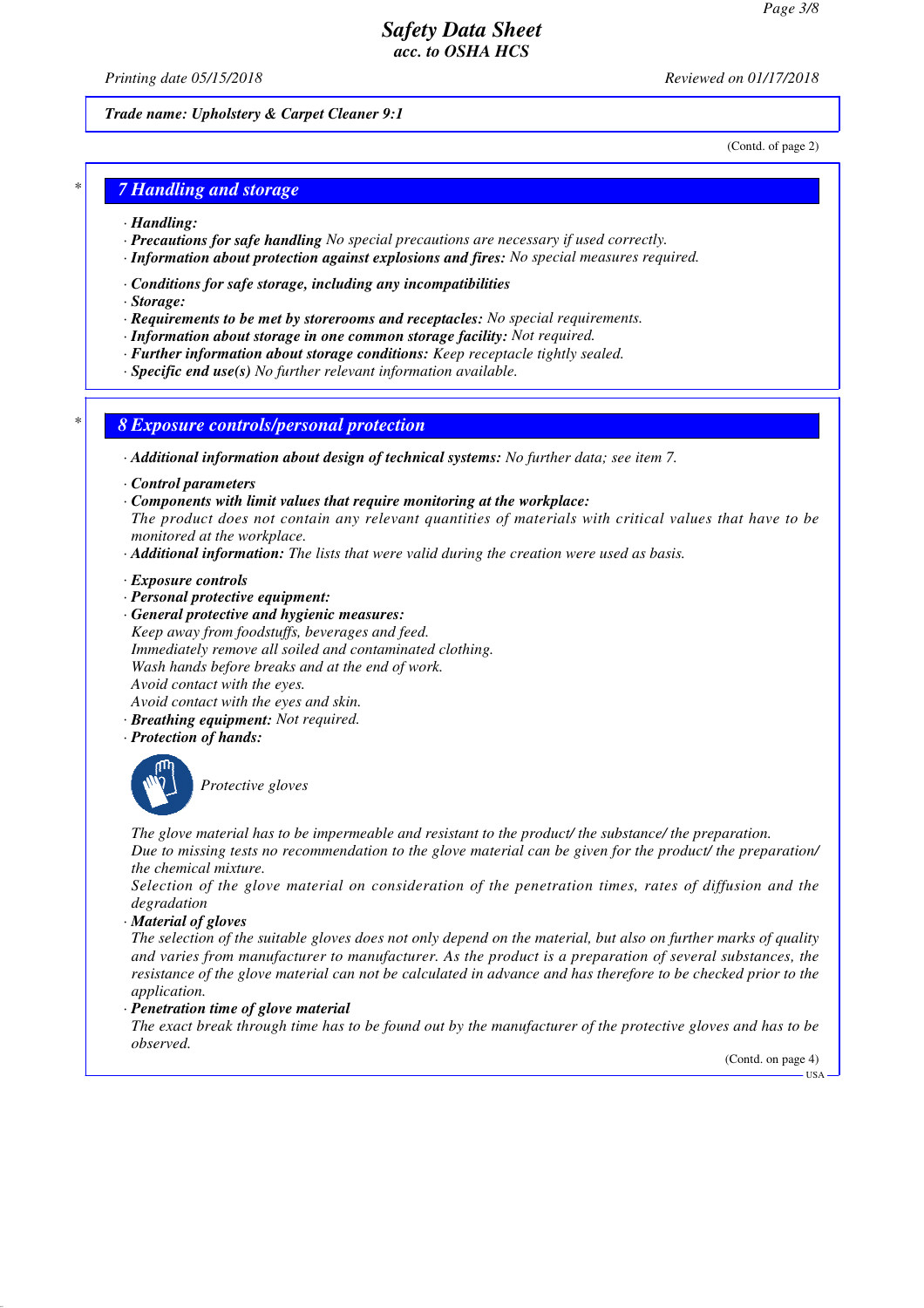**Trade name: Upholstery & Carpet Cleaner 9:1**

(Contd. of page 2)

## 7 Handling and storage

· **Handling:**
· **Precautions for safe handling** *No special precautions are necessary if used correctly.*
· **Information about protection against explosions and fires:** *No special measures required.*

· **Conditions for safe storage, including any incompatibilities**
· **Storage:**
· **Requirements to be met by storerooms and receptacles:** *No special requirements.*
· **Information about storage in one common storage facility:** *Not required.*
· **Further information about storage conditions:** *Keep receptacle tightly sealed.*
· **Specific end use(s)** *No further relevant information available.*

## 8 Exposure controls/personal protection

· **Additional information about design of technical systems:** *No further data; see item 7.*

· **Control parameters**
· **Components with limit values that require monitoring at the workplace:**
*The product does not contain any relevant quantities of materials with critical values that have to be monitored at the workplace.*
· **Additional information:** *The lists that were valid during the creation were used as basis.*

· **Exposure controls**
· **Personal protective equipment:**
· **General protective and hygienic measures:**
*Keep away from foodstuffs, beverages and feed.*
*Immediately remove all soiled and contaminated clothing.*
*Wash hands before breaks and at the end of work.*
*Avoid contact with the eyes.*
*Avoid contact with the eyes and skin.*
· **Breathing equipment:** *Not required.*
· **Protection of hands:**

*Protective gloves*

*The glove material has to be impermeable and resistant to the product/ the substance/ the preparation.*
*Due to missing tests no recommendation to the glove material can be given for the product/ the preparation/ the chemical mixture.*
*Selection of the glove material on consideration of the penetration times, rates of diffusion and the degradation*
· **Material of gloves**
*The selection of the suitable gloves does not only depend on the material, but also on further marks of quality and varies from manufacturer to manufacturer. As the product is a preparation of several substances, the resistance of the glove material can not be calculated in advance and has therefore to be checked prior to the application.*
· **Penetration time of glove material**
*The exact break through time has to be found out by the manufacturer of the protective gloves and has to be observed.*

(Contd. on page 4)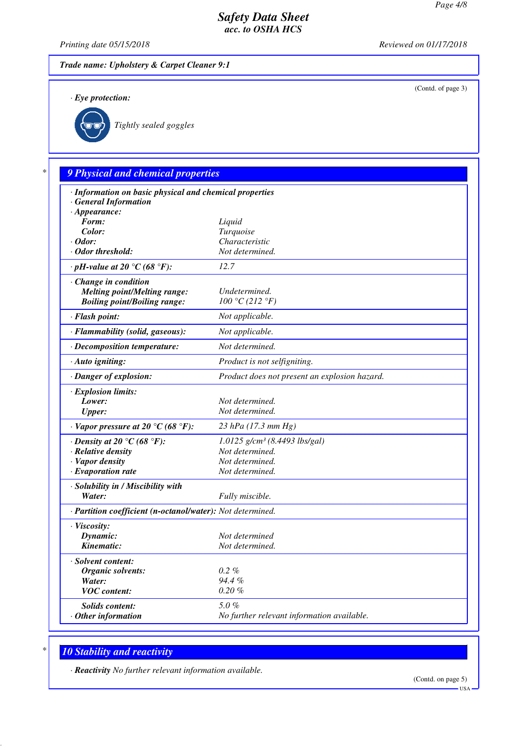**Trade name: Upholstery & Carpet Cleaner 9:1**

(Contd. of page 3)

· **Eye protection:**

Tightly sealed goggles

## 9 Physical and chemical properties

· **Information on basic physical and chemical properties**
· **General Information**

| | |
|---|---|
| · **Appearance:** | |
| **Form:** | Liquid |
| **Color:** | Turquoise |
| · **Odor:** | Characteristic |
| · **Odor threshold:** | Not determined. |
| · **pH-value at 20 °C (68 °F):** | 12.7 |
| · **Change in condition** | |
| **Melting point/Melting range:** | Undetermined. |
| **Boiling point/Boiling range:** | 100 °C (212 °F) |
| · **Flash point:** | Not applicable. |
| · **Flammability (solid, gaseous):** | Not applicable. |
| · **Decomposition temperature:** | Not determined. |
| · **Auto igniting:** | Product is not selfigniting. |
| · **Danger of explosion:** | Product does not present an explosion hazard. |
| · **Explosion limits:** | |
| **Lower:** | Not determined. |
| **Upper:** | Not determined. |
| · **Vapor pressure at 20 °C (68 °F):** | 23 hPa (17.3 mm Hg) |
| · **Density at 20 °C (68 °F):** | 1.0125 g/cm³ (8.4493 lbs/gal) |
| · **Relative density** | Not determined. |
| · **Vapor density** | Not determined. |
| · **Evaporation rate** | Not determined. |
| · **Solubility in / Miscibility with** | |
| **Water:** | Fully miscible. |
| · **Partition coefficient (n-octanol/water):** | Not determined. |
| · **Viscosity:** | |
| **Dynamic:** | Not determined |
| **Kinematic:** | Not determined. |
| · **Solvent content:** | |
| **Organic solvents:** | 0.2 % |
| **Water:** | 94.4 % |
| **VOC content:** | 0.20 % |
| **Solids content:** | 5.0 % |
| · **Other information** | No further relevant information available. |

## 10 Stability and reactivity

· **Reactivity** No further relevant information available.

(Contd. on page 5)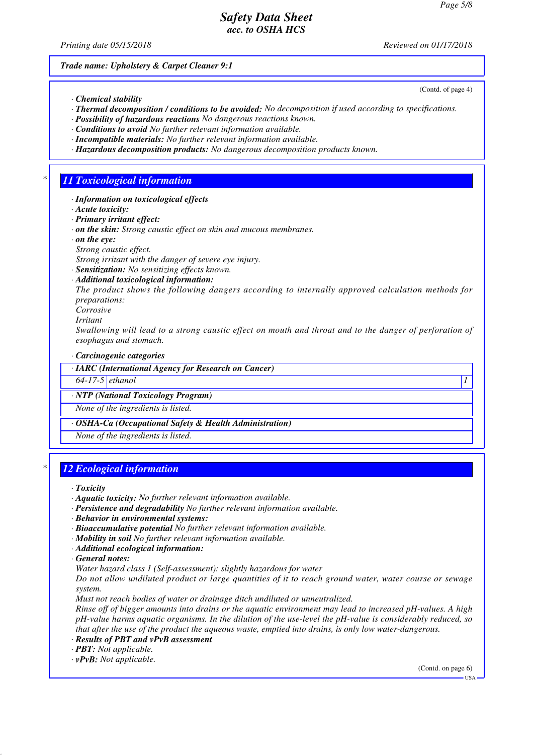*Safety Data Sheet*
*acc. to OSHA HCS*

*Printing date 05/15/2018* *Reviewed on 01/17/2018*

***Trade name: Upholstery & Carpet Cleaner 9:1***

(Contd. of page 4)

- ***Chemical stability***
- ***Thermal decomposition / conditions to be avoided:*** *No decomposition if used according to specifications.*
- ***Possibility of hazardous reactions*** *No dangerous reactions known.*
- ***Conditions to avoid*** *No further relevant information available.*
- ***Incompatible materials:*** *No further relevant information available.*
- ***Hazardous decomposition products:*** *No dangerous decomposition products known.*

## 11 Toxicological information

- ***Information on toxicological effects***
- ***Acute toxicity:***
- ***Primary irritant effect:***
- ***on the skin:*** *Strong caustic effect on skin and mucous membranes.*
- ***on the eye:***
  *Strong caustic effect.*
  *Strong irritant with the danger of severe eye injury.*
- ***Sensitization:*** *No sensitizing effects known.*
- ***Additional toxicological information:***
  *The product shows the following dangers according to internally approved calculation methods for preparations:*
  *Corrosive*
  *Irritant*
  *Swallowing will lead to a strong caustic effect on mouth and throat and to the danger of perforation of esophagus and stomach.*
- ***Carcinogenic categories***

| · IARC (International Agency for Research on Cancer) | | |
|---|---|---|
| 64-17-5 | ethanol | 1 |

| · NTP (National Toxicology Program) |
|---|
| None of the ingredients is listed. |

| · OSHA-Ca (Occupational Safety & Health Administration) |
|---|
| None of the ingredients is listed. |

## 12 Ecological information

- ***Toxicity***
- ***Aquatic toxicity:*** *No further relevant information available.*
- ***Persistence and degradability*** *No further relevant information available.*
- ***Behavior in environmental systems:***
- ***Bioaccumulative potential*** *No further relevant information available.*
- ***Mobility in soil*** *No further relevant information available.*
- ***Additional ecological information:***
- ***General notes:***
  *Water hazard class 1 (Self-assessment): slightly hazardous for water*
  *Do not allow undiluted product or large quantities of it to reach ground water, water course or sewage system.*
  *Must not reach bodies of water or drainage ditch undiluted or unneutralized.*
  *Rinse off of bigger amounts into drains or the aquatic environment may lead to increased pH-values. A high pH-value harms aquatic organisms. In the dilution of the use-level the pH-value is considerably reduced, so that after the use of the product the aqueous waste, emptied into drains, is only low water-dangerous.*
- ***Results of PBT and vPvB assessment***
- ***PBT:*** *Not applicable.*
- ***vPvB:*** *Not applicable.*

(Contd. on page 6)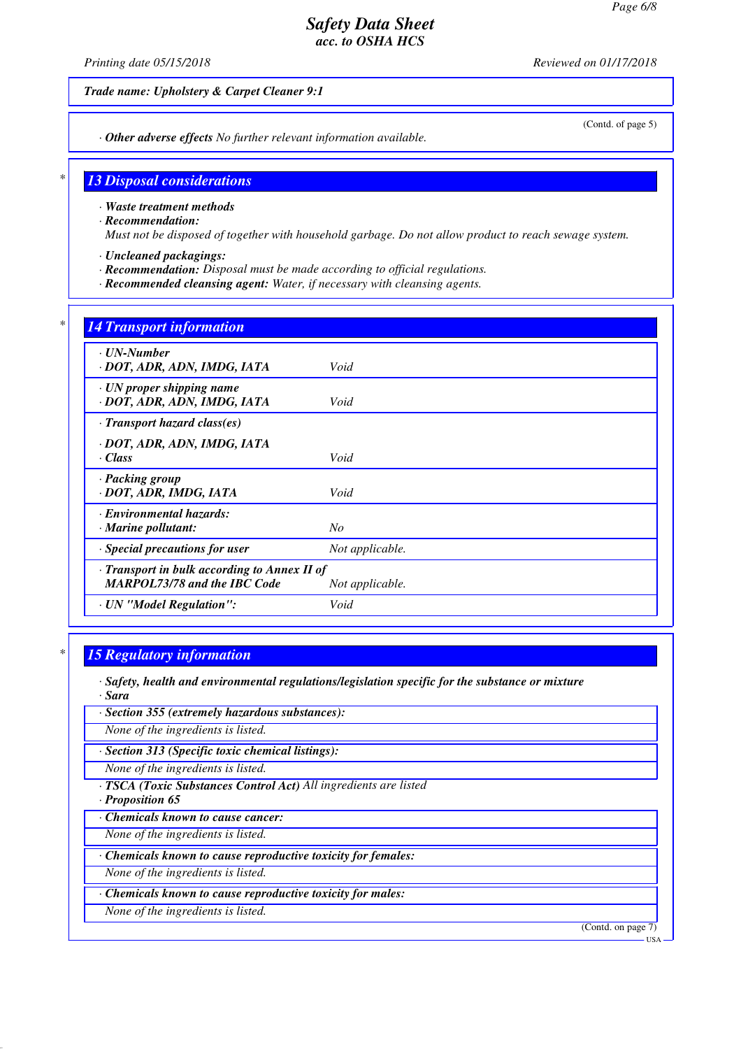*Trade name: Upholstery & Carpet Cleaner 9:1*

(Contd. of page 5)

· ***Other adverse effects*** *No further relevant information available.*

## 13 Disposal considerations

· ***Waste treatment methods***
· ***Recommendation:***
*Must not be disposed of together with household garbage. Do not allow product to reach sewage system.*

· ***Uncleaned packagings:***
· ***Recommendation:*** *Disposal must be made according to official regulations.*
· ***Recommended cleansing agent:*** *Water, if necessary with cleansing agents.*

## 14 Transport information

| | |
|---|---|
| · ***UN-Number*** · ***DOT, ADR, ADN, IMDG, IATA*** | *Void* |
| · ***UN proper shipping name*** · ***DOT, ADR, ADN, IMDG, IATA*** | *Void* |
| · ***Transport hazard class(es)*** · ***DOT, ADR, ADN, IMDG, IATA*** · ***Class*** | *Void* |
| · ***Packing group*** · ***DOT, ADR, IMDG, IATA*** | *Void* |
| · ***Environmental hazards:*** · ***Marine pollutant:*** | *No* |
| · ***Special precautions for user*** | *Not applicable.* |
| · ***Transport in bulk according to Annex II of MARPOL73/78 and the IBC Code*** | *Not applicable.* |
| · ***UN "Model Regulation":*** | *Void* |

## 15 Regulatory information

· ***Safety, health and environmental regulations/legislation specific for the substance or mixture***
· ***Sara***

· ***Section 355 (extremely hazardous substances):***
*None of the ingredients is listed.*

· ***Section 313 (Specific toxic chemical listings):***
*None of the ingredients is listed.*

· ***TSCA (Toxic Substances Control Act)*** *All ingredients are listed*
· ***Proposition 65***

· ***Chemicals known to cause cancer:***
*None of the ingredients is listed.*

· ***Chemicals known to cause reproductive toxicity for females:***
*None of the ingredients is listed.*

· ***Chemicals known to cause reproductive toxicity for males:***
*None of the ingredients is listed.*

(Contd. on page 7)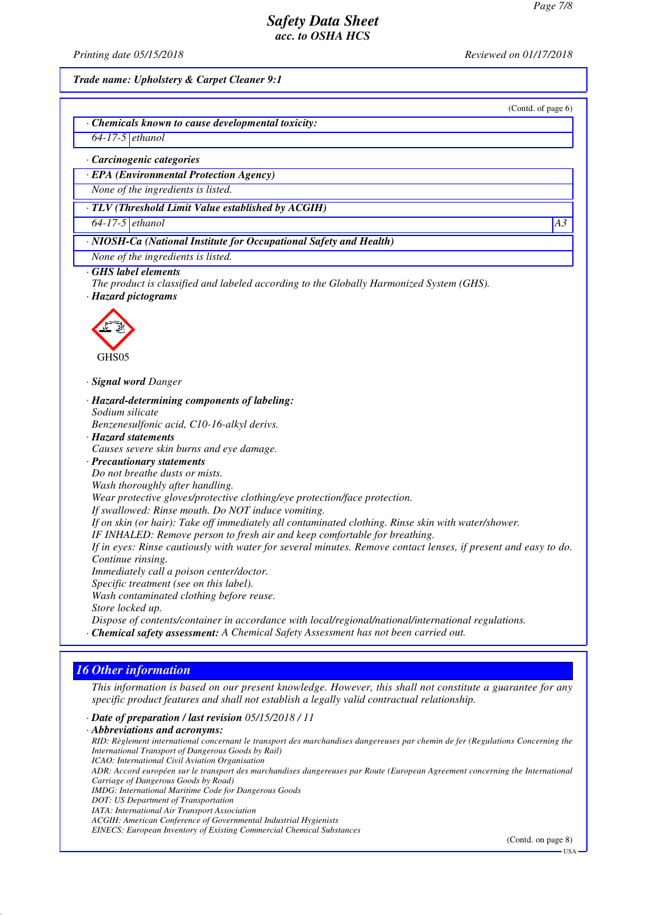**Trade name: Upholstery & Carpet Cleaner 9:1**

(Contd. of page 6)

· **Chemicals known to cause developmental toxicity:**

| | |
|---|---|
| 64-17-5 | ethanol |

· **Carcinogenic categories**

· **EPA (Environmental Protection Agency)**

None of the ingredients is listed.

· **TLV (Threshold Limit Value established by ACGIH)**

| | | |
|---|---|---|
| 64-17-5 | ethanol | A3 |

· **NIOSH-Ca (National Institute for Occupational Safety and Health)**

None of the ingredients is listed.

· **GHS label elements**

The product is classified and labeled according to the Globally Harmonized System (GHS).

· **Hazard pictograms**

GHS05

· **Signal word** Danger

· **Hazard-determining components of labeling:**

Sodium silicate

Benzenesulfonic acid, C10-16-alkyl derivs.

· **Hazard statements**

Causes severe skin burns and eye damage.

· **Precautionary statements**

Do not breathe dusts or mists.

Wash thoroughly after handling.

Wear protective gloves/protective clothing/eye protection/face protection.

If swallowed: Rinse mouth. Do NOT induce vomiting.

If on skin (or hair): Take off immediately all contaminated clothing. Rinse skin with water/shower.

IF INHALED: Remove person to fresh air and keep comfortable for breathing.

If in eyes: Rinse cautiously with water for several minutes. Remove contact lenses, if present and easy to do. Continue rinsing.

Immediately call a poison center/doctor.

Specific treatment (see on this label).

Wash contaminated clothing before reuse.

Store locked up.

Dispose of contents/container in accordance with local/regional/national/international regulations.

· **Chemical safety assessment:** A Chemical Safety Assessment has not been carried out.

## 16 Other information

This information is based on our present knowledge. However, this shall not constitute a guarantee for any specific product features and shall not establish a legally valid contractual relationship.

· **Date of preparation / last revision** 05/15/2018 / 11

· **Abbreviations and acronyms:**

RID: Règlement international concernant le transport des marchandises dangereuses par chemin de fer (Regulations Concerning the International Transport of Dangerous Goods by Rail)
ICAO: International Civil Aviation Organisation
ADR: Accord européen sur le transport des marchandises dangereuses par Route (European Agreement concerning the International Carriage of Dangerous Goods by Road)
IMDG: International Maritime Code for Dangerous Goods
DOT: US Department of Transportation
IATA: International Air Transport Association
ACGIH: American Conference of Governmental Industrial Hygienists
EINECS: European Inventory of Existing Commercial Chemical Substances

(Contd. on page 8)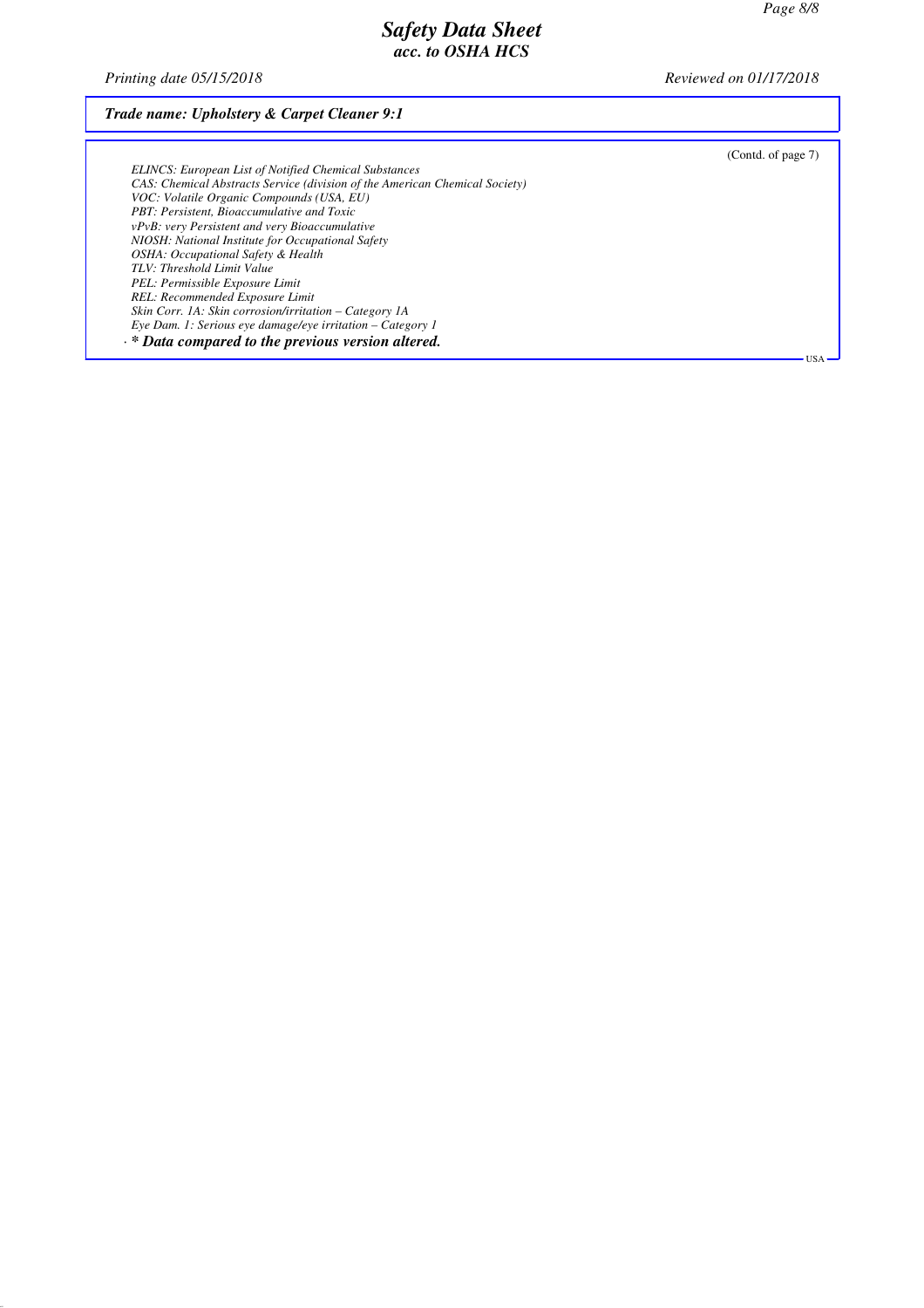(Contd. of page 7)

*ELINCS: European List of Notified Chemical Substances*
*CAS: Chemical Abstracts Service (division of the American Chemical Society)*
*VOC: Volatile Organic Compounds (USA, EU)*
*PBT: Persistent, Bioaccumulative and Toxic*
*vPvB: very Persistent and very Bioaccumulative*
*NIOSH: National Institute for Occupational Safety*
*OSHA: Occupational Safety & Health*
*TLV: Threshold Limit Value*
*PEL: Permissible Exposure Limit*
*REL: Recommended Exposure Limit*
*Skin Corr. 1A: Skin corrosion/irritation – Category 1A*
*Eye Dam. 1: Serious eye damage/eye irritation – Category 1*

· ***\* Data compared to the previous version altered.***